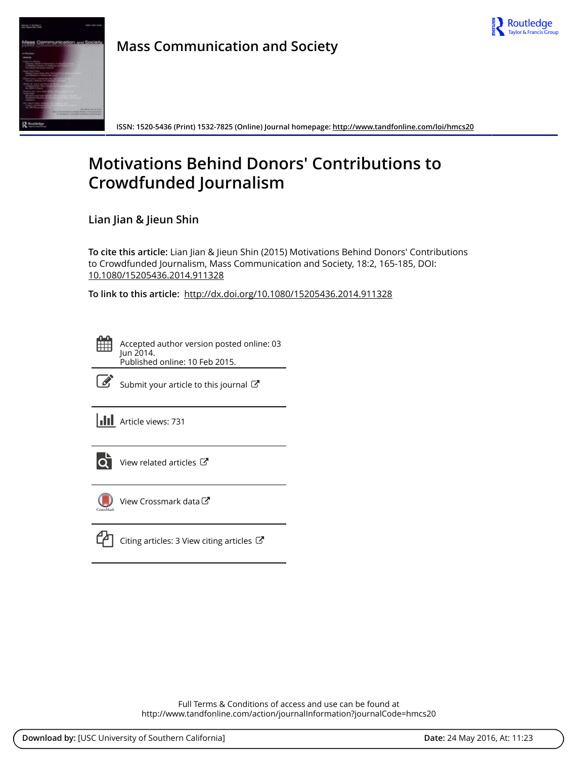# Mass Communication and Society

ISSN: 1520-5436 (Print) 1532-7825 (Online) Journal homepage: http://www.tandfonline.com/loi/hmcs20

# Motivations Behind Donors' Contributions to Crowdfunded Journalism

**Lian Jian & Jieun Shin**

**To cite this article:** Lian Jian & Jieun Shin (2015) Motivations Behind Donors' Contributions to Crowdfunded Journalism, Mass Communication and Society, 18:2, 165-185, DOI: 10.1080/15205436.2014.911328

**To link to this article:** http://dx.doi.org/10.1080/15205436.2014.911328

Accepted author version posted online: 03 Jun 2014.
Published online: 10 Feb 2015.

Submit your article to this journal

Article views: 731

View related articles

View Crossmark data

Citing articles: 3 View citing articles

Full Terms & Conditions of access and use can be found at
http://www.tandfonline.com/action/journalInformation?journalCode=hmcs20

**Download by:** [USC University of Southern California] **Date:** 24 May 2016, At: 11:23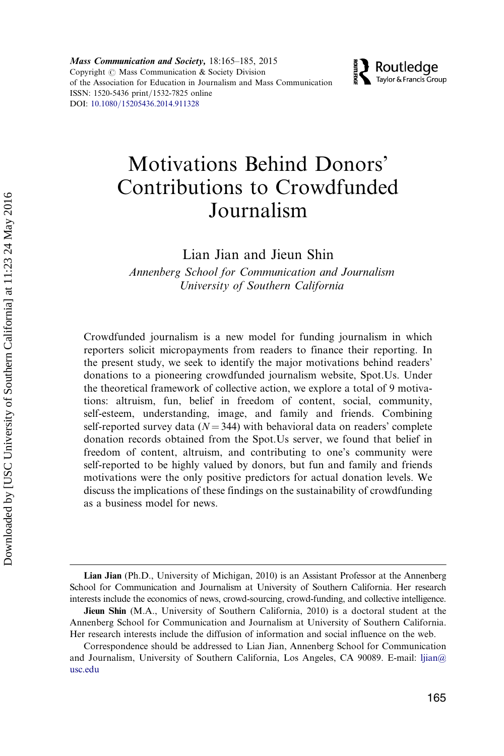# Motivations Behind Donors' Contributions to Crowdfunded Journalism

Lian Jian and Jieun Shin

*Annenberg School for Communication and Journalism*
*University of Southern California*

Crowdfunded journalism is a new model for funding journalism in which reporters solicit micropayments from readers to finance their reporting. In the present study, we seek to identify the major motivations behind readers' donations to a pioneering crowdfunded journalism website, Spot.Us. Under the theoretical framework of collective action, we explore a total of 9 motivations: altruism, fun, belief in freedom of content, social, community, self-esteem, understanding, image, and family and friends. Combining self-reported survey data ($N = 344$) with behavioral data on readers' complete donation records obtained from the Spot.Us server, we found that belief in freedom of content, altruism, and contributing to one's community were self-reported to be highly valued by donors, but fun and family and friends motivations were the only positive predictors for actual donation levels. We discuss the implications of these findings on the sustainability of crowdfunding as a business model for news.

---

**Lian Jian** (Ph.D., University of Michigan, 2010) is an Assistant Professor at the Annenberg School for Communication and Journalism at University of Southern California. Her research interests include the economics of news, crowd-sourcing, crowd-funding, and collective intelligence.

**Jieun Shin** (M.A., University of Southern California, 2010) is a doctoral student at the Annenberg School for Communication and Journalism at University of Southern California. Her research interests include the diffusion of information and social influence on the web.

Correspondence should be addressed to Lian Jian, Annenberg School for Communication and Journalism, University of Southern California, Los Angeles, CA 90089. E-mail: ljian@usc.edu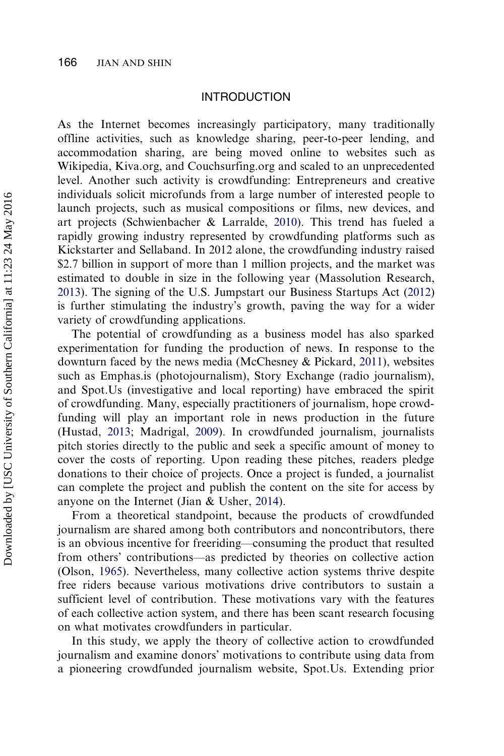## INTRODUCTION

As the Internet becomes increasingly participatory, many traditionally offline activities, such as knowledge sharing, peer-to-peer lending, and accommodation sharing, are being moved online to websites such as Wikipedia, Kiva.org, and Couchsurfing.org and scaled to an unprecedented level. Another such activity is crowdfunding: Entrepreneurs and creative individuals solicit microfunds from a large number of interested people to launch projects, such as musical compositions or films, new devices, and art projects (Schwienbacher & Larralde, 2010). This trend has fueled a rapidly growing industry represented by crowdfunding platforms such as Kickstarter and Sellaband. In 2012 alone, the crowdfunding industry raised $2.7 billion in support of more than 1 million projects, and the market was estimated to double in size in the following year (Massolution Research, 2013). The signing of the U.S. Jumpstart our Business Startups Act (2012) is further stimulating the industry's growth, paving the way for a wider variety of crowdfunding applications.

The potential of crowdfunding as a business model has also sparked experimentation for funding the production of news. In response to the downturn faced by the news media (McChesney & Pickard, 2011), websites such as Emphas.is (photojournalism), Story Exchange (radio journalism), and Spot.Us (investigative and local reporting) have embraced the spirit of crowdfunding. Many, especially practitioners of journalism, hope crowdfunding will play an important role in news production in the future (Hustad, 2013; Madrigal, 2009). In crowdfunded journalism, journalists pitch stories directly to the public and seek a specific amount of money to cover the costs of reporting. Upon reading these pitches, readers pledge donations to their choice of projects. Once a project is funded, a journalist can complete the project and publish the content on the site for access by anyone on the Internet (Jian & Usher, 2014).

From a theoretical standpoint, because the products of crowdfunded journalism are shared among both contributors and noncontributors, there is an obvious incentive for freeriding—consuming the product that resulted from others' contributions—as predicted by theories on collective action (Olson, 1965). Nevertheless, many collective action systems thrive despite free riders because various motivations drive contributors to sustain a sufficient level of contribution. These motivations vary with the features of each collective action system, and there has been scant research focusing on what motivates crowdfunders in particular.

In this study, we apply the theory of collective action to crowdfunded journalism and examine donors' motivations to contribute using data from a pioneering crowdfunded journalism website, Spot.Us. Extending prior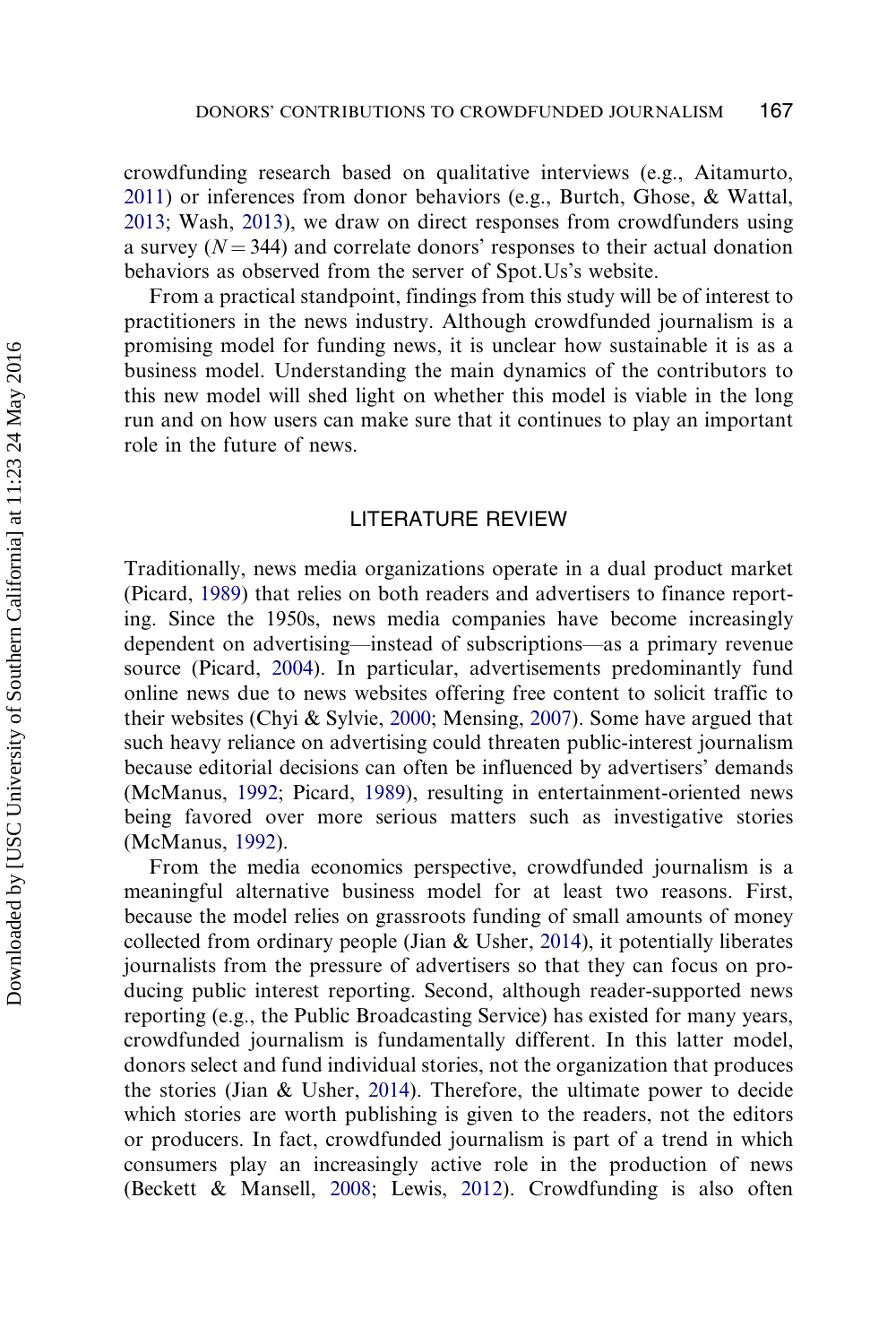crowdfunding research based on qualitative interviews (e.g., Aitamurto, 2011) or inferences from donor behaviors (e.g., Burtch, Ghose, & Wattal, 2013; Wash, 2013), we draw on direct responses from crowdfunders using a survey ($N = 344$) and correlate donors' responses to their actual donation behaviors as observed from the server of Spot.Us's website.

From a practical standpoint, findings from this study will be of interest to practitioners in the news industry. Although crowdfunded journalism is a promising model for funding news, it is unclear how sustainable it is as a business model. Understanding the main dynamics of the contributors to this new model will shed light on whether this model is viable in the long run and on how users can make sure that it continues to play an important role in the future of news.

## LITERATURE REVIEW

Traditionally, news media organizations operate in a dual product market (Picard, 1989) that relies on both readers and advertisers to finance reporting. Since the 1950s, news media companies have become increasingly dependent on advertising—instead of subscriptions—as a primary revenue source (Picard, 2004). In particular, advertisements predominantly fund online news due to news websites offering free content to solicit traffic to their websites (Chyi & Sylvie, 2000; Mensing, 2007). Some have argued that such heavy reliance on advertising could threaten public-interest journalism because editorial decisions can often be influenced by advertisers' demands (McManus, 1992; Picard, 1989), resulting in entertainment-oriented news being favored over more serious matters such as investigative stories (McManus, 1992).

From the media economics perspective, crowdfunded journalism is a meaningful alternative business model for at least two reasons. First, because the model relies on grassroots funding of small amounts of money collected from ordinary people (Jian & Usher, 2014), it potentially liberates journalists from the pressure of advertisers so that they can focus on producing public interest reporting. Second, although reader-supported news reporting (e.g., the Public Broadcasting Service) has existed for many years, crowdfunded journalism is fundamentally different. In this latter model, donors select and fund individual stories, not the organization that produces the stories (Jian & Usher, 2014). Therefore, the ultimate power to decide which stories are worth publishing is given to the readers, not the editors or producers. In fact, crowdfunded journalism is part of a trend in which consumers play an increasingly active role in the production of news (Beckett & Mansell, 2008; Lewis, 2012). Crowdfunding is also often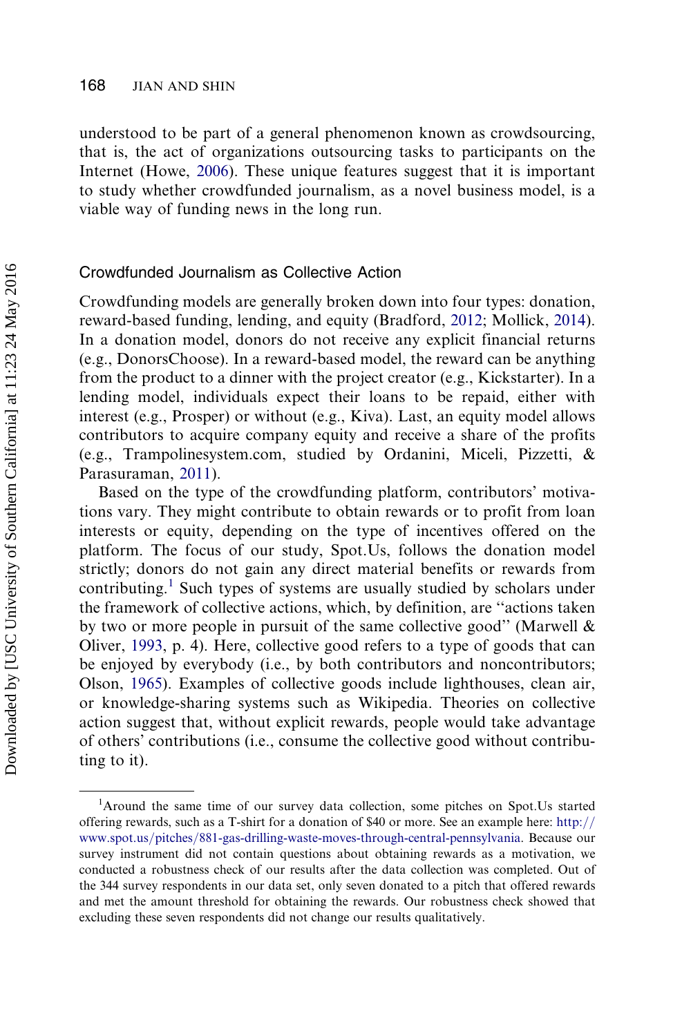understood to be part of a general phenomenon known as crowdsourcing, that is, the act of organizations outsourcing tasks to participants on the Internet (Howe, 2006). These unique features suggest that it is important to study whether crowdfunded journalism, as a novel business model, is a viable way of funding news in the long run.

## Crowdfunded Journalism as Collective Action

Crowdfunding models are generally broken down into four types: donation, reward-based funding, lending, and equity (Bradford, 2012; Mollick, 2014). In a donation model, donors do not receive any explicit financial returns (e.g., DonorsChoose). In a reward-based model, the reward can be anything from the product to a dinner with the project creator (e.g., Kickstarter). In a lending model, individuals expect their loans to be repaid, either with interest (e.g., Prosper) or without (e.g., Kiva). Last, an equity model allows contributors to acquire company equity and receive a share of the profits (e.g., Trampolinesystem.com, studied by Ordanini, Miceli, Pizzetti, & Parasuraman, 2011).

Based on the type of the crowdfunding platform, contributors' motivations vary. They might contribute to obtain rewards or to profit from loan interests or equity, depending on the type of incentives offered on the platform. The focus of our study, Spot.Us, follows the donation model strictly; donors do not gain any direct material benefits or rewards from contributing.[1] Such types of systems are usually studied by scholars under the framework of collective actions, which, by definition, are "actions taken by two or more people in pursuit of the same collective good" (Marwell & Oliver, 1993, p. 4). Here, collective good refers to a type of goods that can be enjoyed by everybody (i.e., by both contributors and noncontributors; Olson, 1965). Examples of collective goods include lighthouses, clean air, or knowledge-sharing systems such as Wikipedia. Theories on collective action suggest that, without explicit rewards, people would take advantage of others' contributions (i.e., consume the collective good without contributing to it).

---

[1]Around the same time of our survey data collection, some pitches on Spot.Us started offering rewards, such as a T-shirt for a donation of $40 or more. See an example here: http://www.spot.us/pitches/881-gas-drilling-waste-moves-through-central-pennsylvania. Because our survey instrument did not contain questions about obtaining rewards as a motivation, we conducted a robustness check of our results after the data collection was completed. Out of the 344 survey respondents in our data set, only seven donated to a pitch that offered rewards and met the amount threshold for obtaining the rewards. Our robustness check showed that excluding these seven respondents did not change our results qualitatively.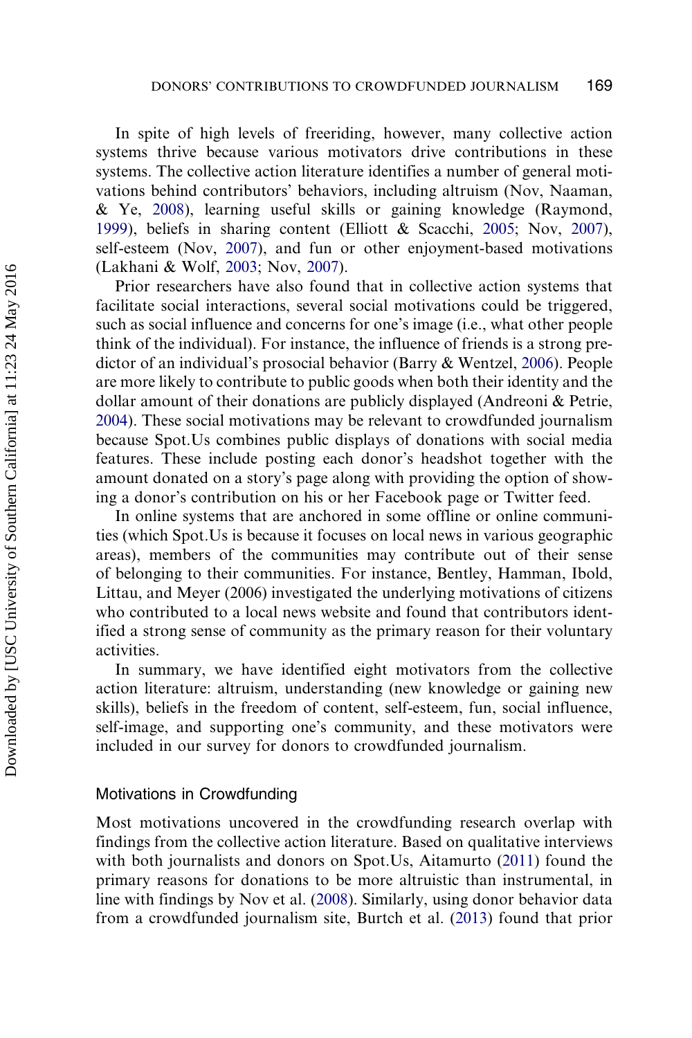In spite of high levels of freeriding, however, many collective action systems thrive because various motivators drive contributions in these systems. The collective action literature identifies a number of general motivations behind contributors' behaviors, including altruism (Nov, Naaman, & Ye, 2008), learning useful skills or gaining knowledge (Raymond, 1999), beliefs in sharing content (Elliott & Scacchi, 2005; Nov, 2007), self-esteem (Nov, 2007), and fun or other enjoyment-based motivations (Lakhani & Wolf, 2003; Nov, 2007).

Prior researchers have also found that in collective action systems that facilitate social interactions, several social motivations could be triggered, such as social influence and concerns for one's image (i.e., what other people think of the individual). For instance, the influence of friends is a strong predictor of an individual's prosocial behavior (Barry & Wentzel, 2006). People are more likely to contribute to public goods when both their identity and the dollar amount of their donations are publicly displayed (Andreoni & Petrie, 2004). These social motivations may be relevant to crowdfunded journalism because Spot.Us combines public displays of donations with social media features. These include posting each donor's headshot together with the amount donated on a story's page along with providing the option of showing a donor's contribution on his or her Facebook page or Twitter feed.

In online systems that are anchored in some offline or online communities (which Spot.Us is because it focuses on local news in various geographic areas), members of the communities may contribute out of their sense of belonging to their communities. For instance, Bentley, Hamman, Ibold, Littau, and Meyer (2006) investigated the underlying motivations of citizens who contributed to a local news website and found that contributors identified a strong sense of community as the primary reason for their voluntary activities.

In summary, we have identified eight motivators from the collective action literature: altruism, understanding (new knowledge or gaining new skills), beliefs in the freedom of content, self-esteem, fun, social influence, self-image, and supporting one's community, and these motivators were included in our survey for donors to crowdfunded journalism.

## Motivations in Crowdfunding

Most motivations uncovered in the crowdfunding research overlap with findings from the collective action literature. Based on qualitative interviews with both journalists and donors on Spot.Us, Aitamurto (2011) found the primary reasons for donations to be more altruistic than instrumental, in line with findings by Nov et al. (2008). Similarly, using donor behavior data from a crowdfunded journalism site, Burtch et al. (2013) found that prior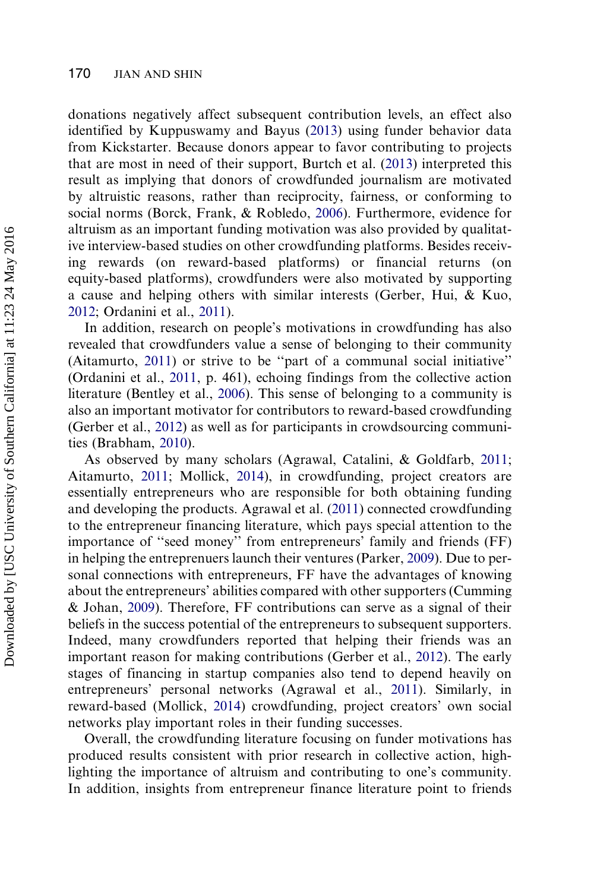donations negatively affect subsequent contribution levels, an effect also identified by Kuppuswamy and Bayus (2013) using funder behavior data from Kickstarter. Because donors appear to favor contributing to projects that are most in need of their support, Burtch et al. (2013) interpreted this result as implying that donors of crowdfunded journalism are motivated by altruistic reasons, rather than reciprocity, fairness, or conforming to social norms (Borck, Frank, & Robledo, 2006). Furthermore, evidence for altruism as an important funding motivation was also provided by qualitative interview-based studies on other crowdfunding platforms. Besides receiving rewards (on reward-based platforms) or financial returns (on equity-based platforms), crowdfunders were also motivated by supporting a cause and helping others with similar interests (Gerber, Hui, & Kuo, 2012; Ordanini et al., 2011).

In addition, research on people's motivations in crowdfunding has also revealed that crowdfunders value a sense of belonging to their community (Aitamurto, 2011) or strive to be "part of a communal social initiative" (Ordanini et al., 2011, p. 461), echoing findings from the collective action literature (Bentley et al., 2006). This sense of belonging to a community is also an important motivator for contributors to reward-based crowdfunding (Gerber et al., 2012) as well as for participants in crowdsourcing communities (Brabham, 2010).

As observed by many scholars (Agrawal, Catalini, & Goldfarb, 2011; Aitamurto, 2011; Mollick, 2014), in crowdfunding, project creators are essentially entrepreneurs who are responsible for both obtaining funding and developing the products. Agrawal et al. (2011) connected crowdfunding to the entrepreneur financing literature, which pays special attention to the importance of "seed money" from entrepreneurs' family and friends (FF) in helping the entreprenuers launch their ventures (Parker, 2009). Due to personal connections with entrepreneurs, FF have the advantages of knowing about the entrepreneurs' abilities compared with other supporters (Cumming & Johan, 2009). Therefore, FF contributions can serve as a signal of their beliefs in the success potential of the entrepreneurs to subsequent supporters. Indeed, many crowdfunders reported that helping their friends was an important reason for making contributions (Gerber et al., 2012). The early stages of financing in startup companies also tend to depend heavily on entrepreneurs' personal networks (Agrawal et al., 2011). Similarly, in reward-based (Mollick, 2014) crowdfunding, project creators' own social networks play important roles in their funding successes.

Overall, the crowdfunding literature focusing on funder motivations has produced results consistent with prior research in collective action, highlighting the importance of altruism and contributing to one's community. In addition, insights from entrepreneur finance literature point to friends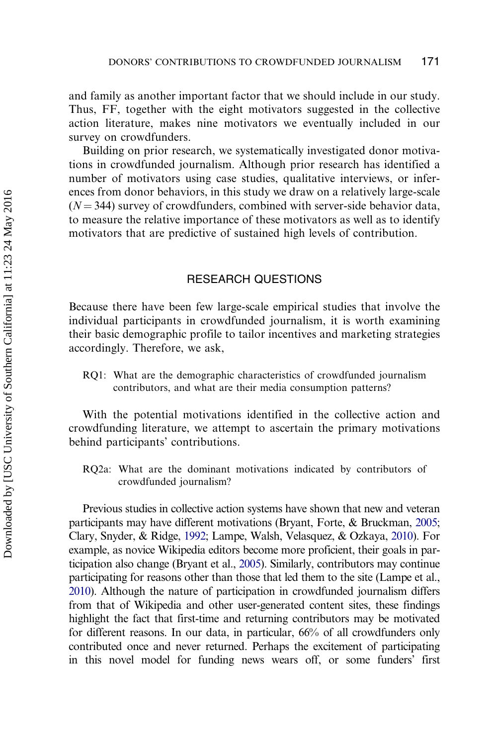and family as another important factor that we should include in our study. Thus, FF, together with the eight motivators suggested in the collective action literature, makes nine motivators we eventually included in our survey on crowdfunders.

Building on prior research, we systematically investigated donor motivations in crowdfunded journalism. Although prior research has identified a number of motivators using case studies, qualitative interviews, or inferences from donor behaviors, in this study we draw on a relatively large-scale ($N = 344$) survey of crowdfunders, combined with server-side behavior data, to measure the relative importance of these motivators as well as to identify motivators that are predictive of sustained high levels of contribution.

## RESEARCH QUESTIONS

Because there have been few large-scale empirical studies that involve the individual participants in crowdfunded journalism, it is worth examining their basic demographic profile to tailor incentives and marketing strategies accordingly. Therefore, we ask,

> RQ1: What are the demographic characteristics of crowdfunded journalism contributors, and what are their media consumption patterns?

With the potential motivations identified in the collective action and crowdfunding literature, we attempt to ascertain the primary motivations behind participants' contributions.

> RQ2a: What are the dominant motivations indicated by contributors of crowdfunded journalism?

Previous studies in collective action systems have shown that new and veteran participants may have different motivations (Bryant, Forte, & Bruckman, 2005; Clary, Snyder, & Ridge, 1992; Lampe, Walsh, Velasquez, & Ozkaya, 2010). For example, as novice Wikipedia editors become more proficient, their goals in participation also change (Bryant et al., 2005). Similarly, contributors may continue participating for reasons other than those that led them to the site (Lampe et al., 2010). Although the nature of participation in crowdfunded journalism differs from that of Wikipedia and other user-generated content sites, these findings highlight the fact that first-time and returning contributors may be motivated for different reasons. In our data, in particular, 66% of all crowdfunders only contributed once and never returned. Perhaps the excitement of participating in this novel model for funding news wears off, or some funders' first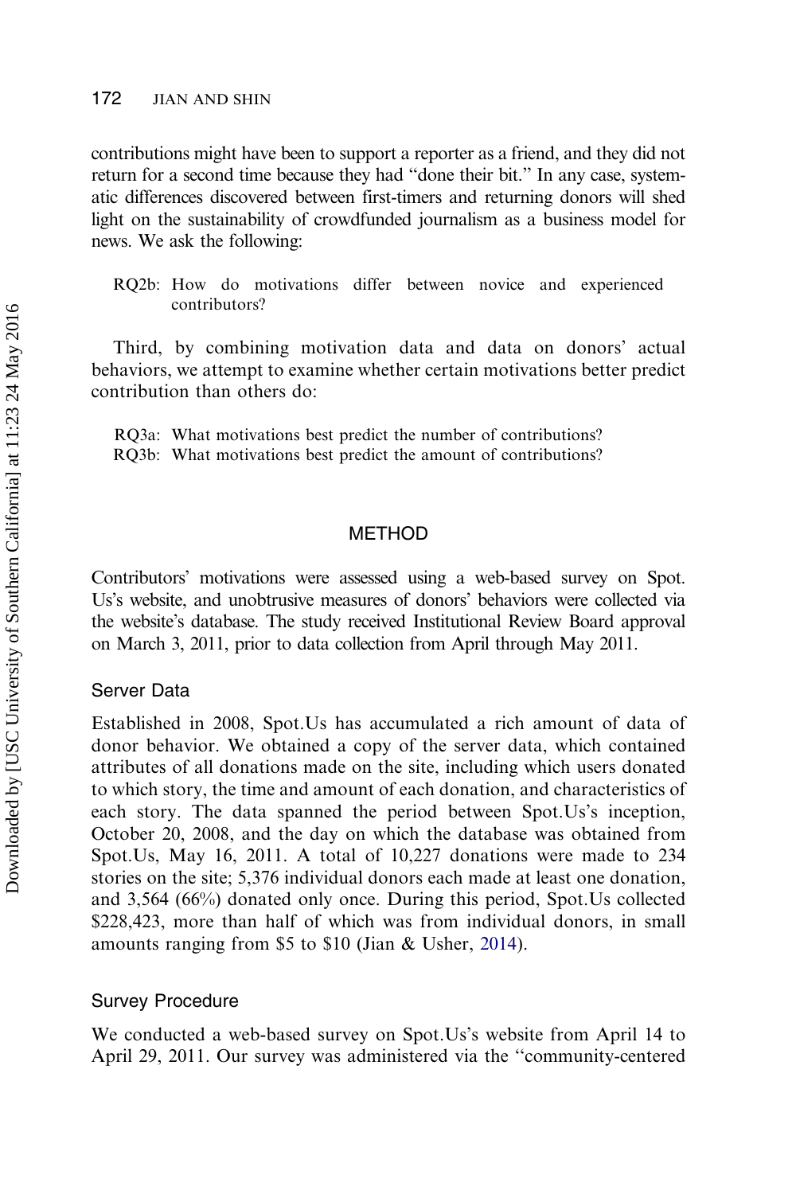contributions might have been to support a reporter as a friend, and they did not return for a second time because they had "done their bit." In any case, systematic differences discovered between first-timers and returning donors will shed light on the sustainability of crowdfunded journalism as a business model for news. We ask the following:

> RQ2b: How do motivations differ between novice and experienced contributors?

Third, by combining motivation data and data on donors' actual behaviors, we attempt to examine whether certain motivations better predict contribution than others do:

> RQ3a: What motivations best predict the number of contributions?
> RQ3b: What motivations best predict the amount of contributions?

## METHOD

Contributors' motivations were assessed using a web-based survey on Spot.Us's website, and unobtrusive measures of donors' behaviors were collected via the website's database. The study received Institutional Review Board approval on March 3, 2011, prior to data collection from April through May 2011.

### Server Data

Established in 2008, Spot.Us has accumulated a rich amount of data of donor behavior. We obtained a copy of the server data, which contained attributes of all donations made on the site, including which users donated to which story, the time and amount of each donation, and characteristics of each story. The data spanned the period between Spot.Us's inception, October 20, 2008, and the day on which the database was obtained from Spot.Us, May 16, 2011. A total of 10,227 donations were made to 234 stories on the site; 5,376 individual donors each made at least one donation, and 3,564 (66%) donated only once. During this period, Spot.Us collected $228,423, more than half of which was from individual donors, in small amounts ranging from $5 to $10 (Jian & Usher, 2014).

### Survey Procedure

We conducted a web-based survey on Spot.Us's website from April 14 to April 29, 2011. Our survey was administered via the "community-centered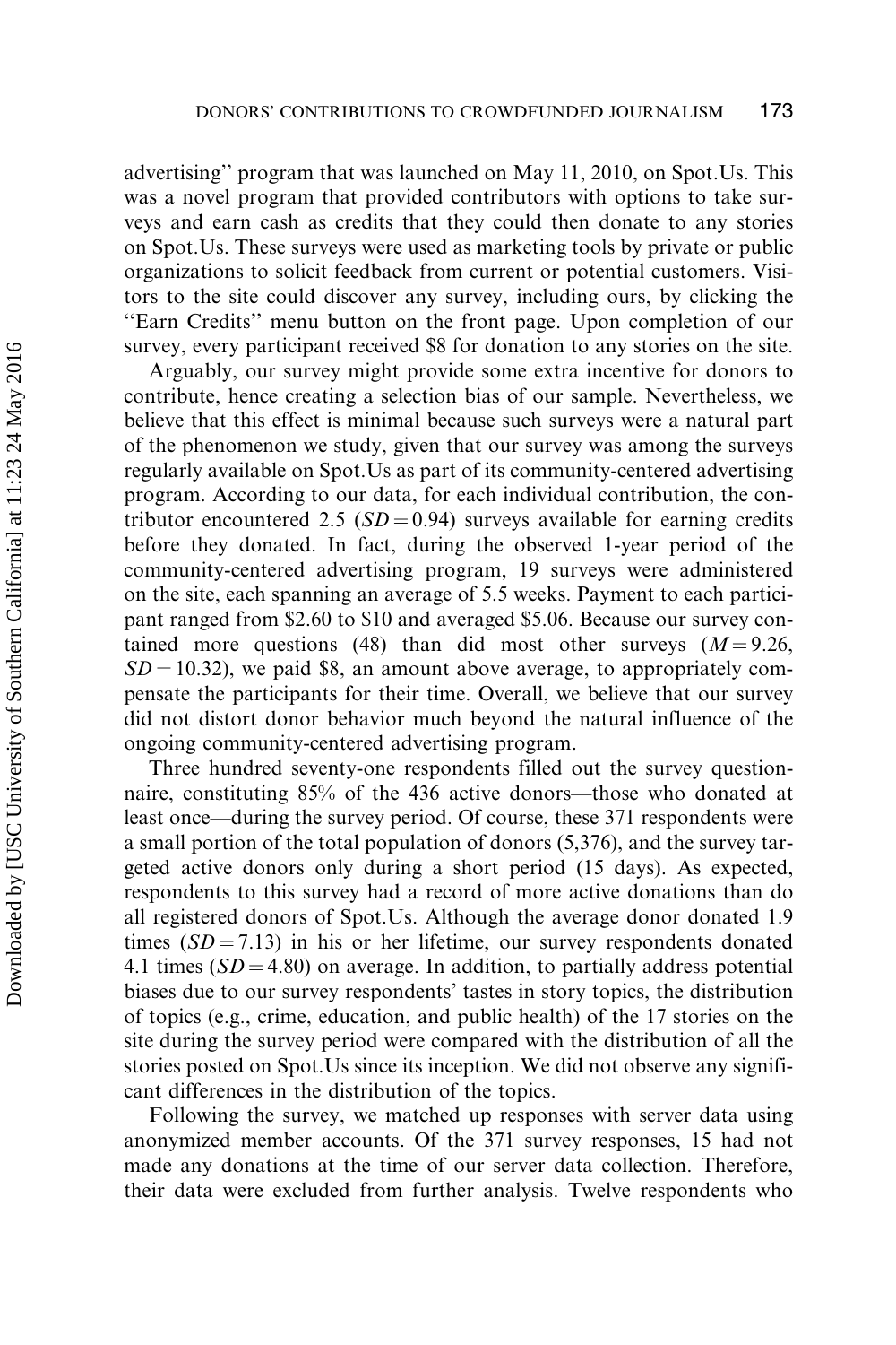advertising'' program that was launched on May 11, 2010, on Spot.Us. This was a novel program that provided contributors with options to take surveys and earn cash as credits that they could then donate to any stories on Spot.Us. These surveys were used as marketing tools by private or public organizations to solicit feedback from current or potential customers. Visitors to the site could discover any survey, including ours, by clicking the ''Earn Credits'' menu button on the front page. Upon completion of our survey, every participant received $8 for donation to any stories on the site.

Arguably, our survey might provide some extra incentive for donors to contribute, hence creating a selection bias of our sample. Nevertheless, we believe that this effect is minimal because such surveys were a natural part of the phenomenon we study, given that our survey was among the surveys regularly available on Spot.Us as part of its community-centered advertising program. According to our data, for each individual contribution, the contributor encountered 2.5 ($SD = 0.94$) surveys available for earning credits before they donated. In fact, during the observed 1-year period of the community-centered advertising program, 19 surveys were administered on the site, each spanning an average of 5.5 weeks. Payment to each participant ranged from $2.60 to $10 and averaged $5.06. Because our survey contained more questions (48) than did most other surveys ($M = 9.26$, $SD = 10.32$), we paid $8, an amount above average, to appropriately compensate the participants for their time. Overall, we believe that our survey did not distort donor behavior much beyond the natural influence of the ongoing community-centered advertising program.

Three hundred seventy-one respondents filled out the survey questionnaire, constituting 85% of the 436 active donors—those who donated at least once—during the survey period. Of course, these 371 respondents were a small portion of the total population of donors (5,376), and the survey targeted active donors only during a short period (15 days). As expected, respondents to this survey had a record of more active donations than do all registered donors of Spot.Us. Although the average donor donated 1.9 times ($SD = 7.13$) in his or her lifetime, our survey respondents donated 4.1 times ($SD = 4.80$) on average. In addition, to partially address potential biases due to our survey respondents' tastes in story topics, the distribution of topics (e.g., crime, education, and public health) of the 17 stories on the site during the survey period were compared with the distribution of all the stories posted on Spot.Us since its inception. We did not observe any significant differences in the distribution of the topics.

Following the survey, we matched up responses with server data using anonymized member accounts. Of the 371 survey responses, 15 had not made any donations at the time of our server data collection. Therefore, their data were excluded from further analysis. Twelve respondents who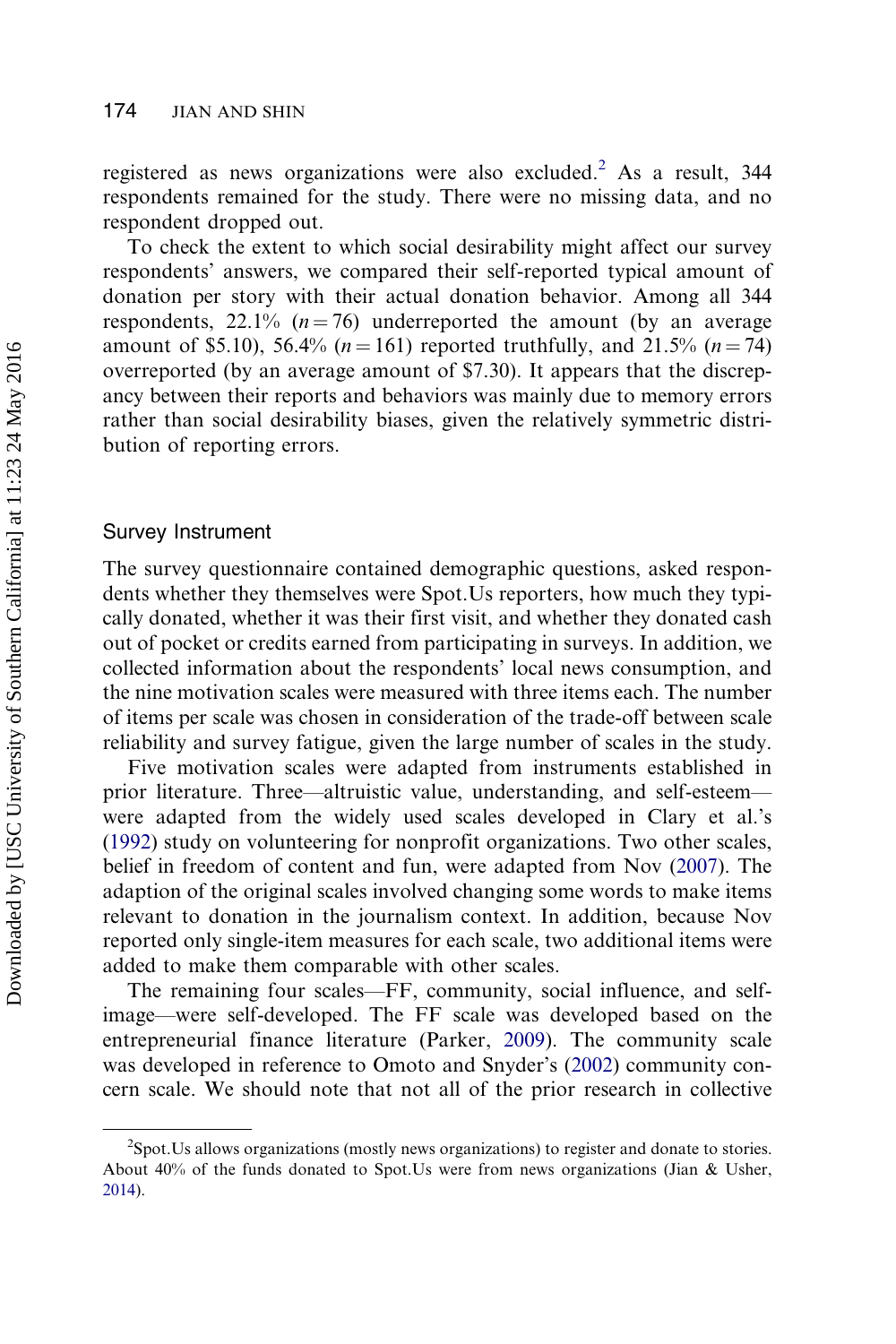registered as news organizations were also excluded.[2] As a result, 344 respondents remained for the study. There were no missing data, and no respondent dropped out.

To check the extent to which social desirability might affect our survey respondents' answers, we compared their self-reported typical amount of donation per story with their actual donation behavior. Among all 344 respondents, 22.1% ($n = 76$) underreported the amount (by an average amount of \$5.10), 56.4% ($n = 161$) reported truthfully, and 21.5% ($n = 74$) overreported (by an average amount of \$7.30). It appears that the discrepancy between their reports and behaviors was mainly due to memory errors rather than social desirability biases, given the relatively symmetric distribution of reporting errors.

### Survey Instrument

The survey questionnaire contained demographic questions, asked respondents whether they themselves were Spot.Us reporters, how much they typically donated, whether it was their first visit, and whether they donated cash out of pocket or credits earned from participating in surveys. In addition, we collected information about the respondents' local news consumption, and the nine motivation scales were measured with three items each. The number of items per scale was chosen in consideration of the trade-off between scale reliability and survey fatigue, given the large number of scales in the study.

Five motivation scales were adapted from instruments established in prior literature. Three—altruistic value, understanding, and self-esteem—were adapted from the widely used scales developed in Clary et al.'s (1992) study on volunteering for nonprofit organizations. Two other scales, belief in freedom of content and fun, were adapted from Nov (2007). The adaption of the original scales involved changing some words to make items relevant to donation in the journalism context. In addition, because Nov reported only single-item measures for each scale, two additional items were added to make them comparable with other scales.

The remaining four scales—FF, community, social influence, and self-image—were self-developed. The FF scale was developed based on the entrepreneurial finance literature (Parker, 2009). The community scale was developed in reference to Omoto and Snyder's (2002) community concern scale. We should note that not all of the prior research in collective

[2]Spot.Us allows organizations (mostly news organizations) to register and donate to stories. About 40% of the funds donated to Spot.Us were from news organizations (Jian & Usher, 2014).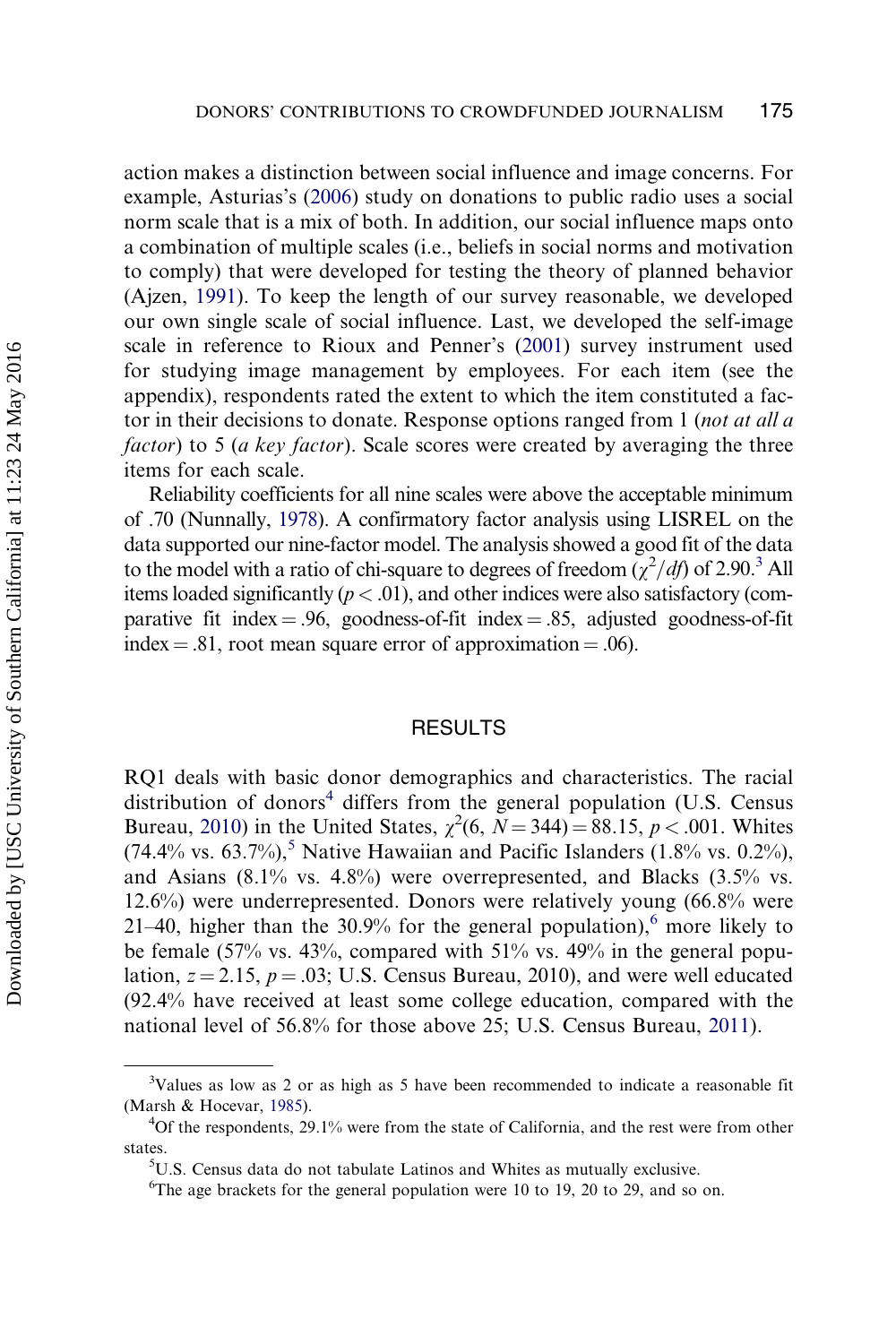action makes a distinction between social influence and image concerns. For example, Asturias's (2006) study on donations to public radio uses a social norm scale that is a mix of both. In addition, our social influence maps onto a combination of multiple scales (i.e., beliefs in social norms and motivation to comply) that were developed for testing the theory of planned behavior (Ajzen, 1991). To keep the length of our survey reasonable, we developed our own single scale of social influence. Last, we developed the self-image scale in reference to Rioux and Penner's (2001) survey instrument used for studying image management by employees. For each item (see the appendix), respondents rated the extent to which the item constituted a factor in their decisions to donate. Response options ranged from 1 (*not at all a factor*) to 5 (*a key factor*). Scale scores were created by averaging the three items for each scale.

Reliability coefficients for all nine scales were above the acceptable minimum of .70 (Nunnally, 1978). A confirmatory factor analysis using LISREL on the data supported our nine-factor model. The analysis showed a good fit of the data to the model with a ratio of chi-square to degrees of freedom ($\chi^2/df$) of 2.90.[3] All items loaded significantly ($p < .01$), and other indices were also satisfactory (comparative fit index = .96, goodness-of-fit index = .85, adjusted goodness-of-fit index = .81, root mean square error of approximation = .06).

## RESULTS

RQ1 deals with basic donor demographics and characteristics. The racial distribution of donors[4] differs from the general population (U.S. Census Bureau, 2010) in the United States, $\chi^2(6, N = 344) = 88.15$, $p < .001$. Whites (74.4% vs. 63.7%),[5] Native Hawaiian and Pacific Islanders (1.8% vs. 0.2%), and Asians (8.1% vs. 4.8%) were overrepresented, and Blacks (3.5% vs. 12.6%) were underrepresented. Donors were relatively young (66.8% were 21–40, higher than the 30.9% for the general population),[6] more likely to be female (57% vs. 43%, compared with 51% vs. 49% in the general population, $z = 2.15$, $p = .03$; U.S. Census Bureau, 2010), and were well educated (92.4% have received at least some college education, compared with the national level of 56.8% for those above 25; U.S. Census Bureau, 2011).

---

[3]Values as low as 2 or as high as 5 have been recommended to indicate a reasonable fit (Marsh & Hocevar, 1985).

[4]Of the respondents, 29.1% were from the state of California, and the rest were from other states.

[5]U.S. Census data do not tabulate Latinos and Whites as mutually exclusive.

[6]The age brackets for the general population were 10 to 19, 20 to 29, and so on.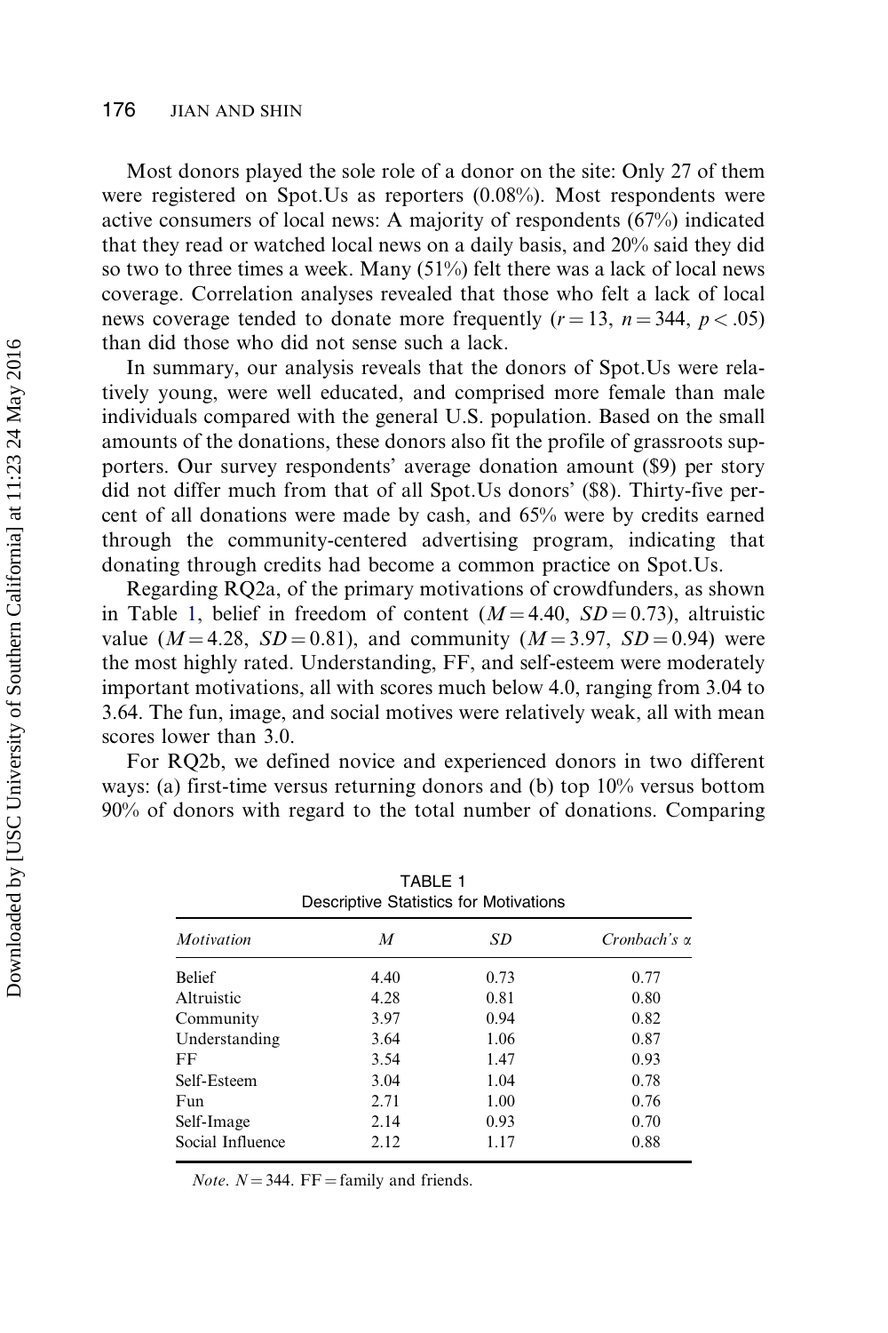Most donors played the sole role of a donor on the site: Only 27 of them were registered on Spot.Us as reporters (0.08%). Most respondents were active consumers of local news: A majority of respondents (67%) indicated that they read or watched local news on a daily basis, and 20% said they did so two to three times a week. Many (51%) felt there was a lack of local news coverage. Correlation analyses revealed that those who felt a lack of local news coverage tended to donate more frequently ($r = 13$, $n = 344$, $p < .05$) than did those who did not sense such a lack.

In summary, our analysis reveals that the donors of Spot.Us were relatively young, were well educated, and comprised more female than male individuals compared with the general U.S. population. Based on the small amounts of the donations, these donors also fit the profile of grassroots supporters. Our survey respondents' average donation amount ($9) per story did not differ much from that of all Spot.Us donors' ($8). Thirty-five percent of all donations were made by cash, and 65% were by credits earned through the community-centered advertising program, indicating that donating through credits had become a common practice on Spot.Us.

Regarding RQ2a, of the primary motivations of crowdfunders, as shown in Table 1, belief in freedom of content ($M = 4.40$, $SD = 0.73$), altruistic value ($M = 4.28$, $SD = 0.81$), and community ($M = 3.97$, $SD = 0.94$) were the most highly rated. Understanding, FF, and self-esteem were moderately important motivations, all with scores much below 4.0, ranging from 3.04 to 3.64. The fun, image, and social motives were relatively weak, all with mean scores lower than 3.0.

For RQ2b, we defined novice and experienced donors in two different ways: (a) first-time versus returning donors and (b) top 10% versus bottom 90% of donors with regard to the total number of donations. Comparing

TABLE 1
Descriptive Statistics for Motivations

| *Motivation* | *M* | *SD* | *Cronbach's α* |
|---|---|---|---|
| Belief | 4.40 | 0.73 | 0.77 |
| Altruistic | 4.28 | 0.81 | 0.80 |
| Community | 3.97 | 0.94 | 0.82 |
| Understanding | 3.64 | 1.06 | 0.87 |
| FF | 3.54 | 1.47 | 0.93 |
| Self-Esteem | 3.04 | 1.04 | 0.78 |
| Fun | 2.71 | 1.00 | 0.76 |
| Self-Image | 2.14 | 0.93 | 0.70 |
| Social Influence | 2.12 | 1.17 | 0.88 |

*Note.* $N = 344$. FF = family and friends.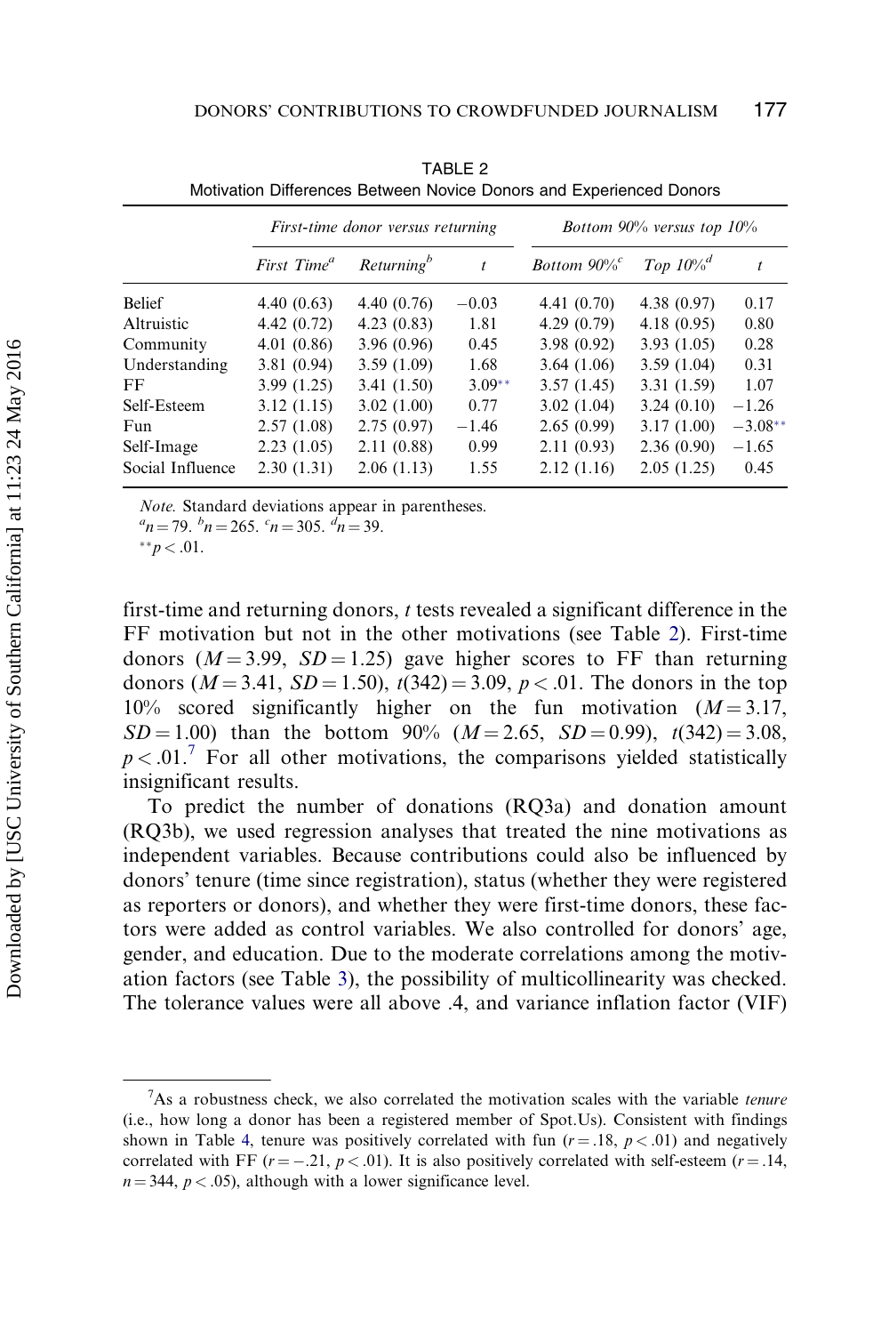TABLE 2
Motivation Differences Between Novice Donors and Experienced Donors

| | *First-time donor versus returning* | | | *Bottom 90% versus top 10%* | | |
|---|---|---|---|---|---|---|
| | *First Time*[a] | *Returning*[b] | *t* | *Bottom 90%*[c] | *Top 10%*[d] | *t* |
| Belief | 4.40 (0.63) | 4.40 (0.76) | −0.03 | 4.41 (0.70) | 4.38 (0.97) | 0.17 |
| Altruistic | 4.42 (0.72) | 4.23 (0.83) | 1.81 | 4.29 (0.79) | 4.18 (0.95) | 0.80 |
| Community | 4.01 (0.86) | 3.96 (0.96) | 0.45 | 3.98 (0.92) | 3.93 (1.05) | 0.28 |
| Understanding | 3.81 (0.94) | 3.59 (1.09) | 1.68 | 3.64 (1.06) | 3.59 (1.04) | 0.31 |
| FF | 3.99 (1.25) | 3.41 (1.50) | 3.09** | 3.57 (1.45) | 3.31 (1.59) | 1.07 |
| Self-Esteem | 3.12 (1.15) | 3.02 (1.00) | 0.77 | 3.02 (1.04) | 3.24 (0.10) | −1.26 |
| Fun | 2.57 (1.08) | 2.75 (0.97) | −1.46 | 2.65 (0.99) | 3.17 (1.00) | −3.08** |
| Self-Image | 2.23 (1.05) | 2.11 (0.88) | 0.99 | 2.11 (0.93) | 2.36 (0.90) | −1.65 |
| Social Influence | 2.30 (1.31) | 2.06 (1.13) | 1.55 | 2.12 (1.16) | 2.05 (1.25) | 0.45 |

*Note.* Standard deviations appear in parentheses.
[a]$n = 79$. [b]$n = 265$. [c]$n = 305$. [d]$n = 39$.
**$p < .01$.

first-time and returning donors, *t* tests revealed a significant difference in the FF motivation but not in the other motivations (see Table 2). First-time donors ($M = 3.99$, $SD = 1.25$) gave higher scores to FF than returning donors ($M = 3.41$, $SD = 1.50$), $t(342) = 3.09$, $p < .01$. The donors in the top 10% scored significantly higher on the fun motivation ($M = 3.17$, $SD = 1.00$) than the bottom 90% ($M = 2.65$, $SD = 0.99$), $t(342) = 3.08$, $p < .01$.[7] For all other motivations, the comparisons yielded statistically insignificant results.

To predict the number of donations (RQ3a) and donation amount (RQ3b), we used regression analyses that treated the nine motivations as independent variables. Because contributions could also be influenced by donors' tenure (time since registration), status (whether they were registered as reporters or donors), and whether they were first-time donors, these factors were added as control variables. We also controlled for donors' age, gender, and education. Due to the moderate correlations among the motivation factors (see Table 3), the possibility of multicollinearity was checked. The tolerance values were all above .4, and variance inflation factor (VIF)

[7]As a robustness check, we also correlated the motivation scales with the variable *tenure* (i.e., how long a donor has been a registered member of Spot.Us). Consistent with findings shown in Table 4, tenure was positively correlated with fun ($r = .18$, $p < .01$) and negatively correlated with FF ($r = -.21$, $p < .01$). It is also positively correlated with self-esteem ($r = .14$, $n = 344$, $p < .05$), although with a lower significance level.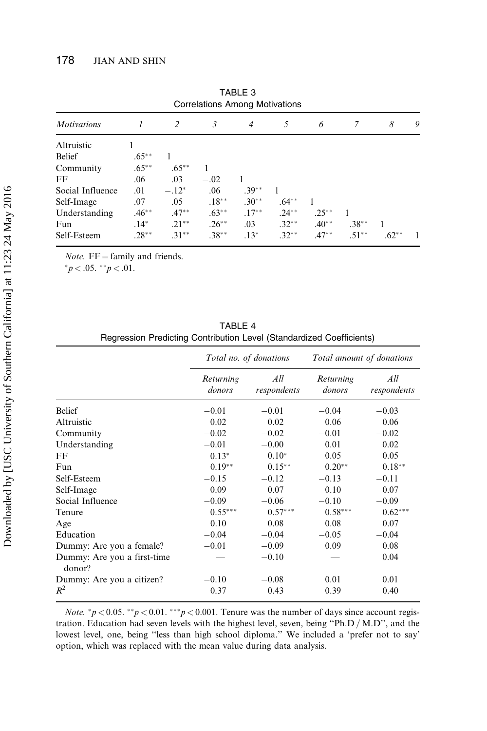TABLE 3
Correlations Among Motivations

| *Motivations* | *1* | *2* | *3* | *4* | *5* | *6* | *7* | *8* | *9* |
|---|---|---|---|---|---|---|---|---|---|
| Altruistic | 1 | | | | | | | | |
| Belief | .65** | 1 | | | | | | | |
| Community | .65** | .65** | 1 | | | | | | |
| FF | .06 | .03 | −.02 | 1 | | | | | |
| Social Influence | .01 | −.12* | .06 | .39** | 1 | | | | |
| Self-Image | .07 | .05 | .18** | .30** | .64** | 1 | | | |
| Understanding | .46** | .47** | .63** | .17** | .24** | .25** | 1 | | |
| Fun | .14* | .21** | .26** | .03 | .32** | .40** | .38** | 1 | |
| Self-Esteem | .28** | .31** | .38** | .13* | .32** | .47** | .51** | .62** | 1 |

*Note.* FF = family and friends.
$^{*}p < .05$. $^{**}p < .01$.

TABLE 4
Regression Predicting Contribution Level (Standardized Coefficients)

| | *Total no. of donations* | | *Total amount of donations* | |
|---|---|---|---|---|
| | *Returning donors* | *All respondents* | *Returning donors* | *All respondents* |
| Belief | −0.01 | −0.01 | −0.04 | −0.03 |
| Altruistic | 0.02 | 0.02 | 0.06 | 0.06 |
| Community | −0.02 | −0.02 | −0.01 | −0.02 |
| Understanding | −0.01 | −0.00 | 0.01 | 0.02 |
| FF | 0.13* | 0.10* | 0.05 | 0.05 |
| Fun | 0.19** | 0.15** | 0.20** | 0.18** |
| Self-Esteem | −0.15 | −0.12 | −0.13 | −0.11 |
| Self-Image | 0.09 | 0.07 | 0.10 | 0.07 |
| Social Influence | −0.09 | −0.06 | −0.10 | −0.09 |
| Tenure | 0.55*** | 0.57*** | 0.58*** | 0.62*** |
| Age | 0.10 | 0.08 | 0.08 | 0.07 |
| Education | −0.04 | −0.04 | −0.05 | −0.04 |
| Dummy: Are you a female? | −0.01 | −0.09 | 0.09 | 0.08 |
| Dummy: Are you a first-time donor? | — | −0.10 | — | 0.04 |
| Dummy: Are you a citizen? | −0.10 | −0.08 | 0.01 | 0.01 |
| $R^2$ | 0.37 | 0.43 | 0.39 | 0.40 |

*Note.* $^{*}p < 0.05$. $^{**}p < 0.01$. $^{***}p < 0.001$. Tenure was the number of days since account registration. Education had seven levels with the highest level, seven, being ''Ph.D / M.D'', and the lowest level, one, being ''less than high school diploma.'' We included a 'prefer not to say' option, which was replaced with the mean value during data analysis.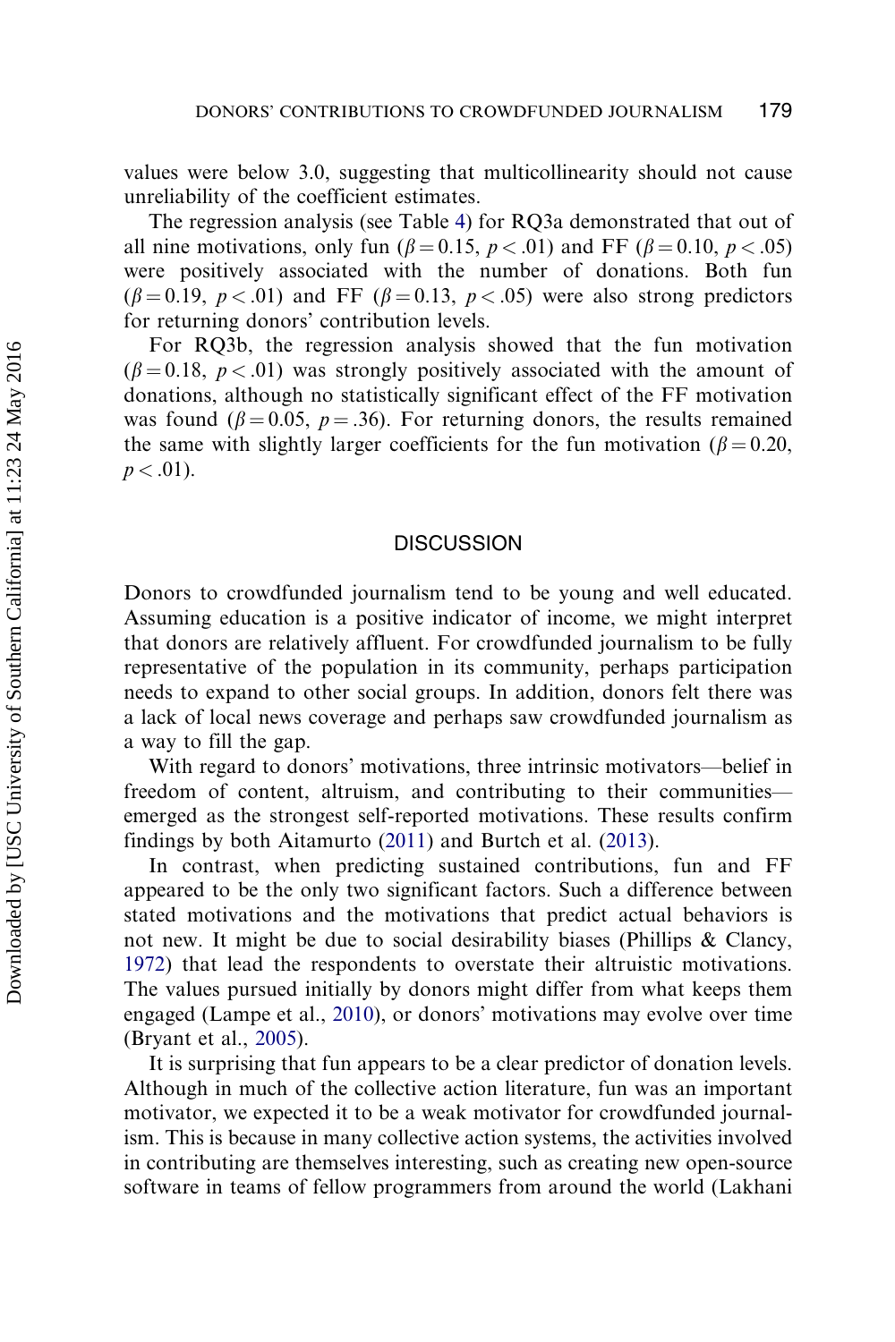values were below 3.0, suggesting that multicollinearity should not cause unreliability of the coefficient estimates.

The regression analysis (see Table 4) for RQ3a demonstrated that out of all nine motivations, only fun ($\beta = 0.15$, $p < .01$) and FF ($\beta = 0.10$, $p < .05$) were positively associated with the number of donations. Both fun ($\beta = 0.19$, $p < .01$) and FF ($\beta = 0.13$, $p < .05$) were also strong predictors for returning donors' contribution levels.

For RQ3b, the regression analysis showed that the fun motivation ($\beta = 0.18$, $p < .01$) was strongly positively associated with the amount of donations, although no statistically significant effect of the FF motivation was found ($\beta = 0.05$, $p = .36$). For returning donors, the results remained the same with slightly larger coefficients for the fun motivation ($\beta = 0.20$, $p < .01$).

## DISCUSSION

Donors to crowdfunded journalism tend to be young and well educated. Assuming education is a positive indicator of income, we might interpret that donors are relatively affluent. For crowdfunded journalism to be fully representative of the population in its community, perhaps participation needs to expand to other social groups. In addition, donors felt there was a lack of local news coverage and perhaps saw crowdfunded journalism as a way to fill the gap.

With regard to donors' motivations, three intrinsic motivators—belief in freedom of content, altruism, and contributing to their communities—emerged as the strongest self-reported motivations. These results confirm findings by both Aitamurto (2011) and Burtch et al. (2013).

In contrast, when predicting sustained contributions, fun and FF appeared to be the only two significant factors. Such a difference between stated motivations and the motivations that predict actual behaviors is not new. It might be due to social desirability biases (Phillips & Clancy, 1972) that lead the respondents to overstate their altruistic motivations. The values pursued initially by donors might differ from what keeps them engaged (Lampe et al., 2010), or donors' motivations may evolve over time (Bryant et al., 2005).

It is surprising that fun appears to be a clear predictor of donation levels. Although in much of the collective action literature, fun was an important motivator, we expected it to be a weak motivator for crowdfunded journalism. This is because in many collective action systems, the activities involved in contributing are themselves interesting, such as creating new open-source software in teams of fellow programmers from around the world (Lakhani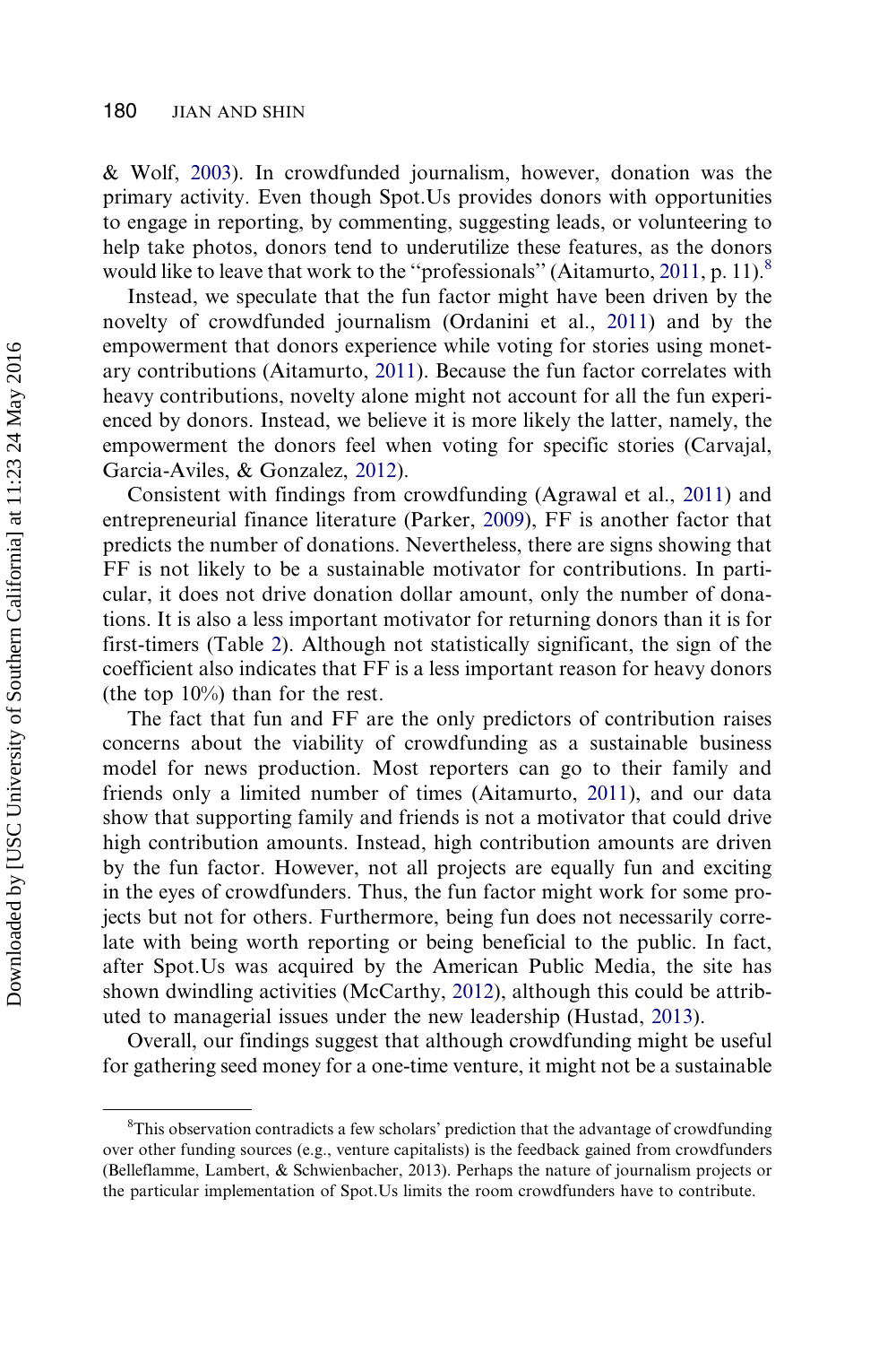& Wolf, 2003). In crowdfunded journalism, however, donation was the primary activity. Even though Spot.Us provides donors with opportunities to engage in reporting, by commenting, suggesting leads, or volunteering to help take photos, donors tend to underutilize these features, as the donors would like to leave that work to the "professionals" (Aitamurto, 2011, p. 11).[8]

Instead, we speculate that the fun factor might have been driven by the novelty of crowdfunded journalism (Ordanini et al., 2011) and by the empowerment that donors experience while voting for stories using monetary contributions (Aitamurto, 2011). Because the fun factor correlates with heavy contributions, novelty alone might not account for all the fun experienced by donors. Instead, we believe it is more likely the latter, namely, the empowerment the donors feel when voting for specific stories (Carvajal, Garcia-Aviles, & Gonzalez, 2012).

Consistent with findings from crowdfunding (Agrawal et al., 2011) and entrepreneurial finance literature (Parker, 2009), FF is another factor that predicts the number of donations. Nevertheless, there are signs showing that FF is not likely to be a sustainable motivator for contributions. In particular, it does not drive donation dollar amount, only the number of donations. It is also a less important motivator for returning donors than it is for first-timers (Table 2). Although not statistically significant, the sign of the coefficient also indicates that FF is a less important reason for heavy donors (the top 10%) than for the rest.

The fact that fun and FF are the only predictors of contribution raises concerns about the viability of crowdfunding as a sustainable business model for news production. Most reporters can go to their family and friends only a limited number of times (Aitamurto, 2011), and our data show that supporting family and friends is not a motivator that could drive high contribution amounts. Instead, high contribution amounts are driven by the fun factor. However, not all projects are equally fun and exciting in the eyes of crowdfunders. Thus, the fun factor might work for some projects but not for others. Furthermore, being fun does not necessarily correlate with being worth reporting or being beneficial to the public. In fact, after Spot.Us was acquired by the American Public Media, the site has shown dwindling activities (McCarthy, 2012), although this could be attributed to managerial issues under the new leadership (Hustad, 2013).

Overall, our findings suggest that although crowdfunding might be useful for gathering seed money for a one-time venture, it might not be a sustainable

[8]This observation contradicts a few scholars' prediction that the advantage of crowdfunding over other funding sources (e.g., venture capitalists) is the feedback gained from crowdfunders (Belleflamme, Lambert, & Schwienbacher, 2013). Perhaps the nature of journalism projects or the particular implementation of Spot.Us limits the room crowdfunders have to contribute.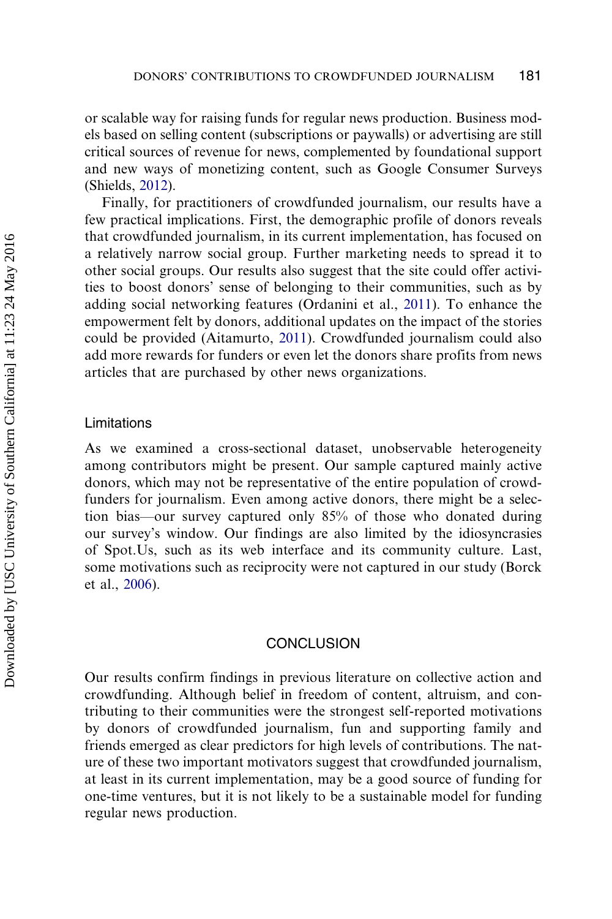or scalable way for raising funds for regular news production. Business models based on selling content (subscriptions or paywalls) or advertising are still critical sources of revenue for news, complemented by foundational support and new ways of monetizing content, such as Google Consumer Surveys (Shields, 2012).

Finally, for practitioners of crowdfunded journalism, our results have a few practical implications. First, the demographic profile of donors reveals that crowdfunded journalism, in its current implementation, has focused on a relatively narrow social group. Further marketing needs to spread it to other social groups. Our results also suggest that the site could offer activities to boost donors' sense of belonging to their communities, such as by adding social networking features (Ordanini et al., 2011). To enhance the empowerment felt by donors, additional updates on the impact of the stories could be provided (Aitamurto, 2011). Crowdfunded journalism could also add more rewards for funders or even let the donors share profits from news articles that are purchased by other news organizations.

### Limitations

As we examined a cross-sectional dataset, unobservable heterogeneity among contributors might be present. Our sample captured mainly active donors, which may not be representative of the entire population of crowdfunders for journalism. Even among active donors, there might be a selection bias—our survey captured only 85% of those who donated during our survey's window. Our findings are also limited by the idiosyncrasies of Spot.Us, such as its web interface and its community culture. Last, some motivations such as reciprocity were not captured in our study (Borck et al., 2006).

## CONCLUSION

Our results confirm findings in previous literature on collective action and crowdfunding. Although belief in freedom of content, altruism, and contributing to their communities were the strongest self-reported motivations by donors of crowdfunded journalism, fun and supporting family and friends emerged as clear predictors for high levels of contributions. The nature of these two important motivators suggest that crowdfunded journalism, at least in its current implementation, may be a good source of funding for one-time ventures, but it is not likely to be a sustainable model for funding regular news production.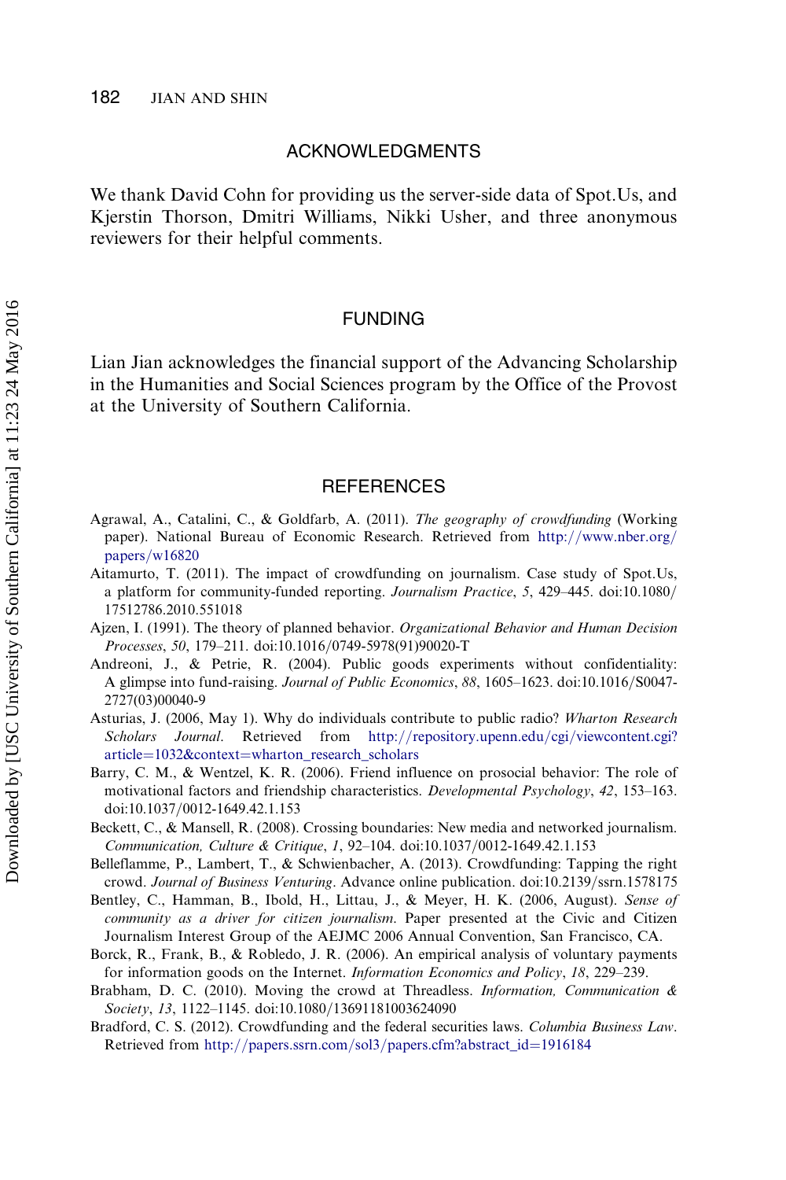## ACKNOWLEDGMENTS

We thank David Cohn for providing us the server-side data of Spot.Us, and Kjerstin Thorson, Dmitri Williams, Nikki Usher, and three anonymous reviewers for their helpful comments.

## FUNDING

Lian Jian acknowledges the financial support of the Advancing Scholarship in the Humanities and Social Sciences program by the Office of the Provost at the University of Southern California.

## REFERENCES

Agrawal, A., Catalini, C., & Goldfarb, A. (2011). *The geography of crowdfunding* (Working paper). National Bureau of Economic Research. Retrieved from http://www.nber.org/papers/w16820

Aitamurto, T. (2011). The impact of crowdfunding on journalism. Case study of Spot.Us, a platform for community-funded reporting. *Journalism Practice*, *5*, 429–445. doi:10.1080/17512786.2010.551018

Ajzen, I. (1991). The theory of planned behavior. *Organizational Behavior and Human Decision Processes*, *50*, 179–211. doi:10.1016/0749-5978(91)90020-T

Andreoni, J., & Petrie, R. (2004). Public goods experiments without confidentiality: A glimpse into fund-raising. *Journal of Public Economics*, *88*, 1605–1623. doi:10.1016/S0047-2727(03)00040-9

Asturias, J. (2006, May 1). Why do individuals contribute to public radio? *Wharton Research Scholars Journal*. Retrieved from http://repository.upenn.edu/cgi/viewcontent.cgi?article=1032&context=wharton_research_scholars

Barry, C. M., & Wentzel, K. R. (2006). Friend influence on prosocial behavior: The role of motivational factors and friendship characteristics. *Developmental Psychology*, *42*, 153–163. doi:10.1037/0012-1649.42.1.153

Beckett, C., & Mansell, R. (2008). Crossing boundaries: New media and networked journalism. *Communication, Culture & Critique*, *1*, 92–104. doi:10.1037/0012-1649.42.1.153

Belleflamme, P., Lambert, T., & Schwienbacher, A. (2013). Crowdfunding: Tapping the right crowd. *Journal of Business Venturing*. Advance online publication. doi:10.2139/ssrn.1578175

Bentley, C., Hamman, B., Ibold, H., Littau, J., & Meyer, H. K. (2006, August). *Sense of community as a driver for citizen journalism*. Paper presented at the Civic and Citizen Journalism Interest Group of the AEJMC 2006 Annual Convention, San Francisco, CA.

Borck, R., Frank, B., & Robledo, J. R. (2006). An empirical analysis of voluntary payments for information goods on the Internet. *Information Economics and Policy*, *18*, 229–239.

Brabham, D. C. (2010). Moving the crowd at Threadless. *Information, Communication & Society*, *13*, 1122–1145. doi:10.1080/13691181003624090

Bradford, C. S. (2012). Crowdfunding and the federal securities laws. *Columbia Business Law*. Retrieved from http://papers.ssrn.com/sol3/papers.cfm?abstract_id=1916184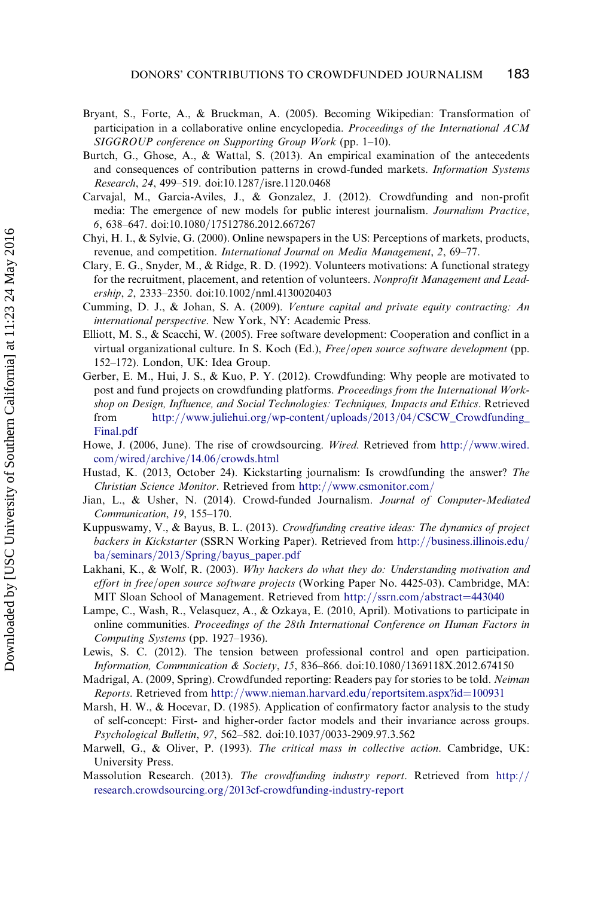Bryant, S., Forte, A., & Bruckman, A. (2005). Becoming Wikipedian: Transformation of participation in a collaborative online encyclopedia. *Proceedings of the International ACM SIGGROUP conference on Supporting Group Work* (pp. 1–10).

Burtch, G., Ghose, A., & Wattal, S. (2013). An empirical examination of the antecedents and consequences of contribution patterns in crowd-funded markets. *Information Systems Research*, *24*, 499–519. doi:10.1287/isre.1120.0468

Carvajal, M., Garcia-Aviles, J., & Gonzalez, J. (2012). Crowdfunding and non-profit media: The emergence of new models for public interest journalism. *Journalism Practice*, *6*, 638–647. doi:10.1080/17512786.2012.667267

Chyi, H. I., & Sylvie, G. (2000). Online newspapers in the US: Perceptions of markets, products, revenue, and competition. *International Journal on Media Management*, *2*, 69–77.

Clary, E. G., Snyder, M., & Ridge, R. D. (1992). Volunteers motivations: A functional strategy for the recruitment, placement, and retention of volunteers. *Nonprofit Management and Leadership*, *2*, 2333–2350. doi:10.1002/nml.4130020403

Cumming, D. J., & Johan, S. A. (2009). *Venture capital and private equity contracting: An international perspective*. New York, NY: Academic Press.

Elliott, M. S., & Scacchi, W. (2005). Free software development: Cooperation and conflict in a virtual organizational culture. In S. Koch (Ed.), *Free/open source software development* (pp. 152–172). London, UK: Idea Group.

Gerber, E. M., Hui, J. S., & Kuo, P. Y. (2012). Crowdfunding: Why people are motivated to post and fund projects on crowdfunding platforms. *Proceedings from the International Workshop on Design, Influence, and Social Technologies: Techniques, Impacts and Ethics*. Retrieved from http://www.juliehui.org/wp-content/uploads/2013/04/CSCW_Crowdfunding_Final.pdf

Howe, J. (2006, June). The rise of crowdsourcing. *Wired*. Retrieved from http://www.wired.com/wired/archive/14.06/crowds.html

Hustad, K. (2013, October 24). Kickstarting journalism: Is crowdfunding the answer? *The Christian Science Monitor*. Retrieved from http://www.csmonitor.com/

Jian, L., & Usher, N. (2014). Crowd-funded Journalism. *Journal of Computer-Mediated Communication*, *19*, 155–170.

Kuppuswamy, V., & Bayus, B. L. (2013). *Crowdfunding creative ideas: The dynamics of project backers in Kickstarter* (SSRN Working Paper). Retrieved from http://business.illinois.edu/ba/seminars/2013/Spring/bayus_paper.pdf

Lakhani, K., & Wolf, R. (2003). *Why hackers do what they do: Understanding motivation and effort in free/open source software projects* (Working Paper No. 4425-03). Cambridge, MA: MIT Sloan School of Management. Retrieved from http://ssrn.com/abstract=443040

Lampe, C., Wash, R., Velasquez, A., & Ozkaya, E. (2010, April). Motivations to participate in online communities. *Proceedings of the 28th International Conference on Human Factors in Computing Systems* (pp. 1927–1936).

Lewis, S. C. (2012). The tension between professional control and open participation. *Information, Communication & Society*, *15*, 836–866. doi:10.1080/1369118X.2012.674150

Madrigal, A. (2009, Spring). Crowdfunded reporting: Readers pay for stories to be told. *Neiman Reports*. Retrieved from http://www.nieman.harvard.edu/reportsitem.aspx?id=100931

Marsh, H. W., & Hocevar, D. (1985). Application of confirmatory factor analysis to the study of self-concept: First- and higher-order factor models and their invariance across groups. *Psychological Bulletin*, *97*, 562–582. doi:10.1037/0033-2909.97.3.562

Marwell, G., & Oliver, P. (1993). *The critical mass in collective action*. Cambridge, UK: University Press.

Massolution Research. (2013). *The crowdfunding industry report*. Retrieved from http://research.crowdsourcing.org/2013cf-crowdfunding-industry-report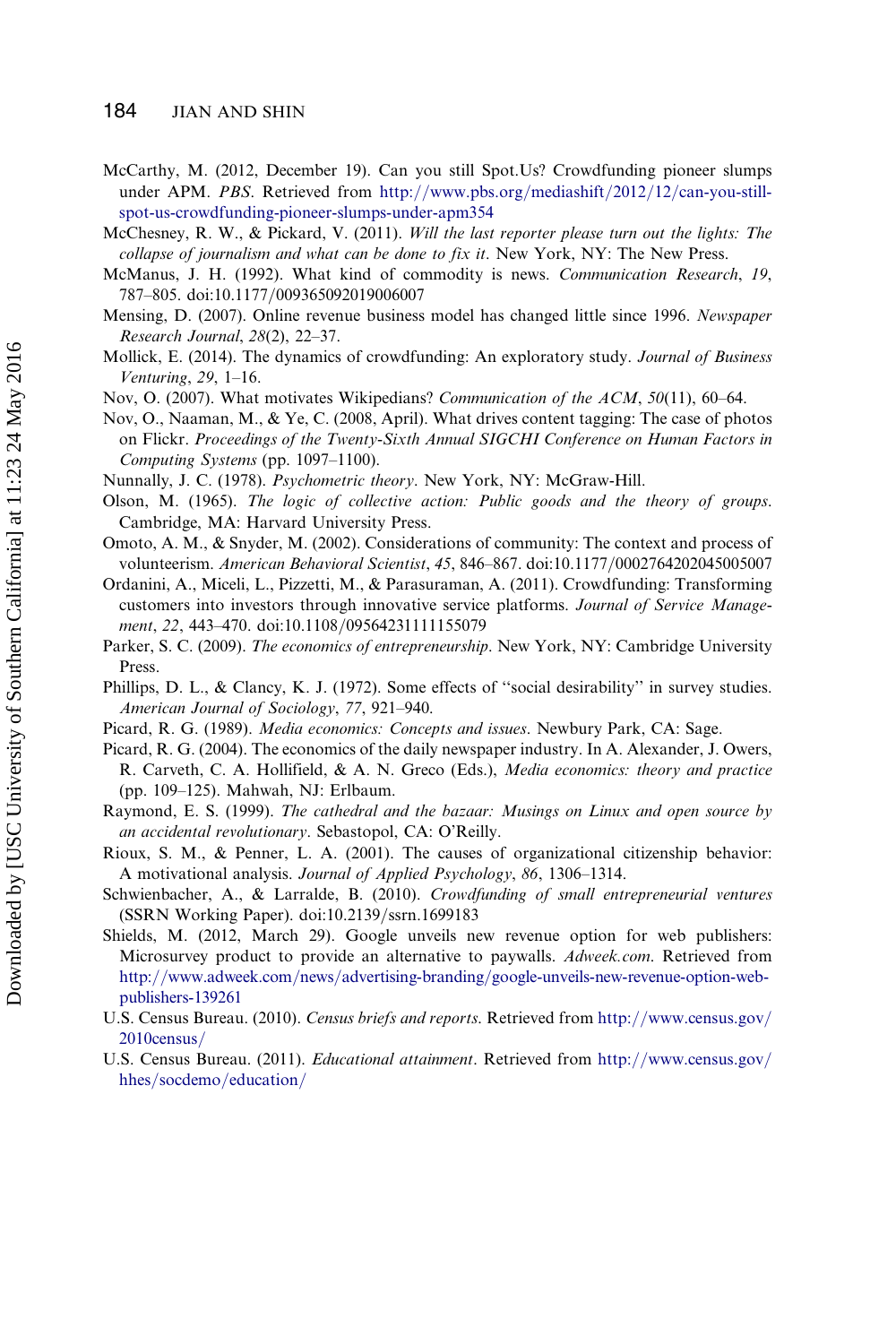McCarthy, M. (2012, December 19). Can you still Spot.Us? Crowdfunding pioneer slumps under APM. *PBS*. Retrieved from http://www.pbs.org/mediashift/2012/12/can-you-still-spot-us-crowdfunding-pioneer-slumps-under-apm354

McChesney, R. W., & Pickard, V. (2011). *Will the last reporter please turn out the lights: The collapse of journalism and what can be done to fix it*. New York, NY: The New Press.

McManus, J. H. (1992). What kind of commodity is news. *Communication Research*, *19*, 787–805. doi:10.1177/009365092019006007

Mensing, D. (2007). Online revenue business model has changed little since 1996. *Newspaper Research Journal*, *28*(2), 22–37.

Mollick, E. (2014). The dynamics of crowdfunding: An exploratory study. *Journal of Business Venturing*, *29*, 1–16.

Nov, O. (2007). What motivates Wikipedians? *Communication of the ACM*, *50*(11), 60–64.

Nov, O., Naaman, M., & Ye, C. (2008, April). What drives content tagging: The case of photos on Flickr. *Proceedings of the Twenty-Sixth Annual SIGCHI Conference on Human Factors in Computing Systems* (pp. 1097–1100).

Nunnally, J. C. (1978). *Psychometric theory*. New York, NY: McGraw-Hill.

Olson, M. (1965). *The logic of collective action: Public goods and the theory of groups*. Cambridge, MA: Harvard University Press.

Omoto, A. M., & Snyder, M. (2002). Considerations of community: The context and process of volunteerism. *American Behavioral Scientist*, *45*, 846–867. doi:10.1177/0002764202045005007

Ordanini, A., Miceli, L., Pizzetti, M., & Parasuraman, A. (2011). Crowdfunding: Transforming customers into investors through innovative service platforms. *Journal of Service Management*, *22*, 443–470. doi:10.1108/09564231111155079

Parker, S. C. (2009). *The economics of entrepreneurship*. New York, NY: Cambridge University Press.

Phillips, D. L., & Clancy, K. J. (1972). Some effects of ''social desirability'' in survey studies. *American Journal of Sociology*, *77*, 921–940.

Picard, R. G. (1989). *Media economics: Concepts and issues*. Newbury Park, CA: Sage.

Picard, R. G. (2004). The economics of the daily newspaper industry. In A. Alexander, J. Owers, R. Carveth, C. A. Hollifield, & A. N. Greco (Eds.), *Media economics: theory and practice* (pp. 109–125). Mahwah, NJ: Erlbaum.

Raymond, E. S. (1999). *The cathedral and the bazaar: Musings on Linux and open source by an accidental revolutionary*. Sebastopol, CA: O'Reilly.

Rioux, S. M., & Penner, L. A. (2001). The causes of organizational citizenship behavior: A motivational analysis. *Journal of Applied Psychology*, *86*, 1306–1314.

Schwienbacher, A., & Larralde, B. (2010). *Crowdfunding of small entrepreneurial ventures* (SSRN Working Paper). doi:10.2139/ssrn.1699183

Shields, M. (2012, March 29). Google unveils new revenue option for web publishers: Microsurvey product to provide an alternative to paywalls. *Adweek.com*. Retrieved from http://www.adweek.com/news/advertising-branding/google-unveils-new-revenue-option-web-publishers-139261

U.S. Census Bureau. (2010). *Census briefs and reports*. Retrieved from http://www.census.gov/2010census/

U.S. Census Bureau. (2011). *Educational attainment*. Retrieved from http://www.census.gov/hhes/socdemo/education/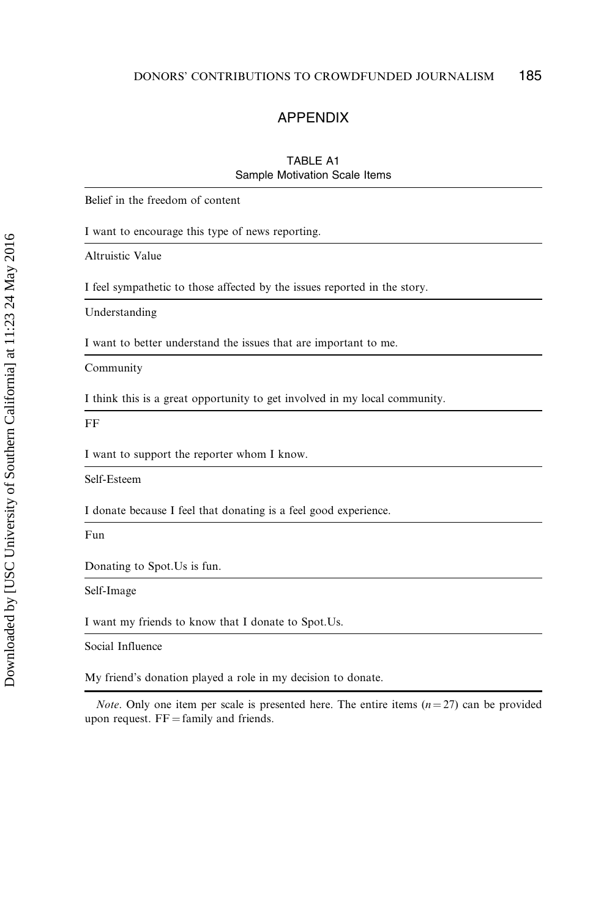## APPENDIX

TABLE A1
Sample Motivation Scale Items

| |
|---|
| Belief in the freedom of content |
| I want to encourage this type of news reporting. |
| Altruistic Value |
| I feel sympathetic to those affected by the issues reported in the story. |
| Understanding |
| I want to better understand the issues that are important to me. |
| Community |
| I think this is a great opportunity to get involved in my local community. |
| FF |
| I want to support the reporter whom I know. |
| Self-Esteem |
| I donate because I feel that donating is a feel good experience. |
| Fun |
| Donating to Spot.Us is fun. |
| Self-Image |
| I want my friends to know that I donate to Spot.Us. |
| Social Influence |
| My friend's donation played a role in my decision to donate. |

*Note*. Only one item per scale is presented here. The entire items ($n = 27$) can be provided upon request. FF = family and friends.